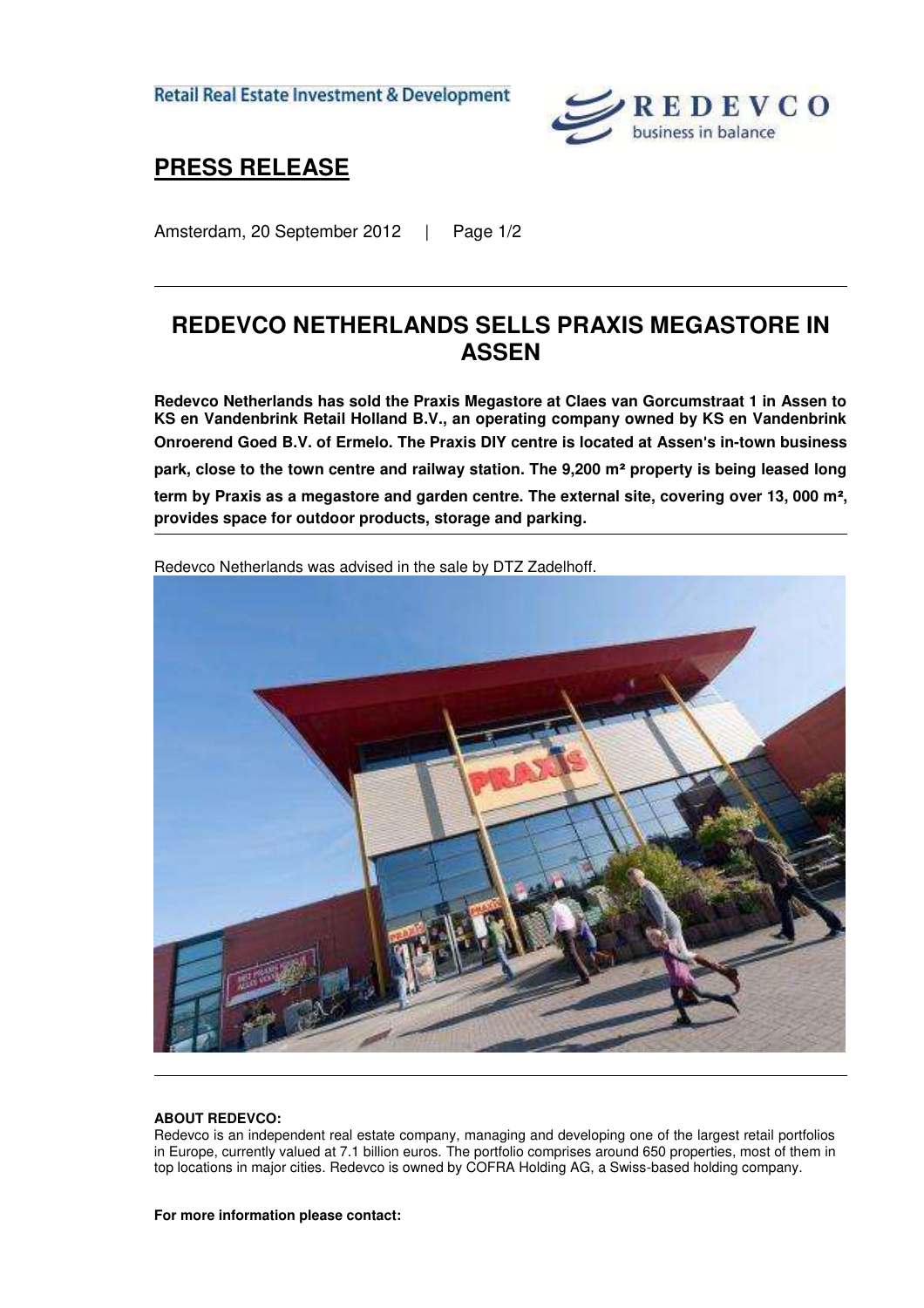Retail Real Estate Investment & Development

# PRESS RELEASE

Amsterdam, 20 September 2012

## REDEVCO NETHERLANDS SELLS PRAXIS MEGASTORE IN ASSEN

**Redevco Netherlands has sold the Praxis Megastore at Claes van Gorcumstraat 1 in Assen to KS en Vandenbrink Retail Holland B.V., an operating company owned by KS en Vandenbrink Onroerend Goed B.V. of Ermelo. The Praxis DIY centre is located at Assen's in-town business park, close to the town centre and railway station. The 9,200 m² property is being leased long term by Praxis as a megastore and garden centre. The external site, covering over 13, 000 m², provides space for outdoor products, storage and parking.**

Redevco Netherlands was advised in the sale by DTZ Zadelhoff.

**ABOUT REDEVCO:**

Redevco is an independent real estate company, managing and developing one of the largest retail portfolios in Europe, currently valued at 7.1 billion euros. The portfolio comprises around 650 properties, most of them in top locations in major cities. Redevco is owned by COFRA Holding AG, a Swiss-based holding company.

**For more information please contact:**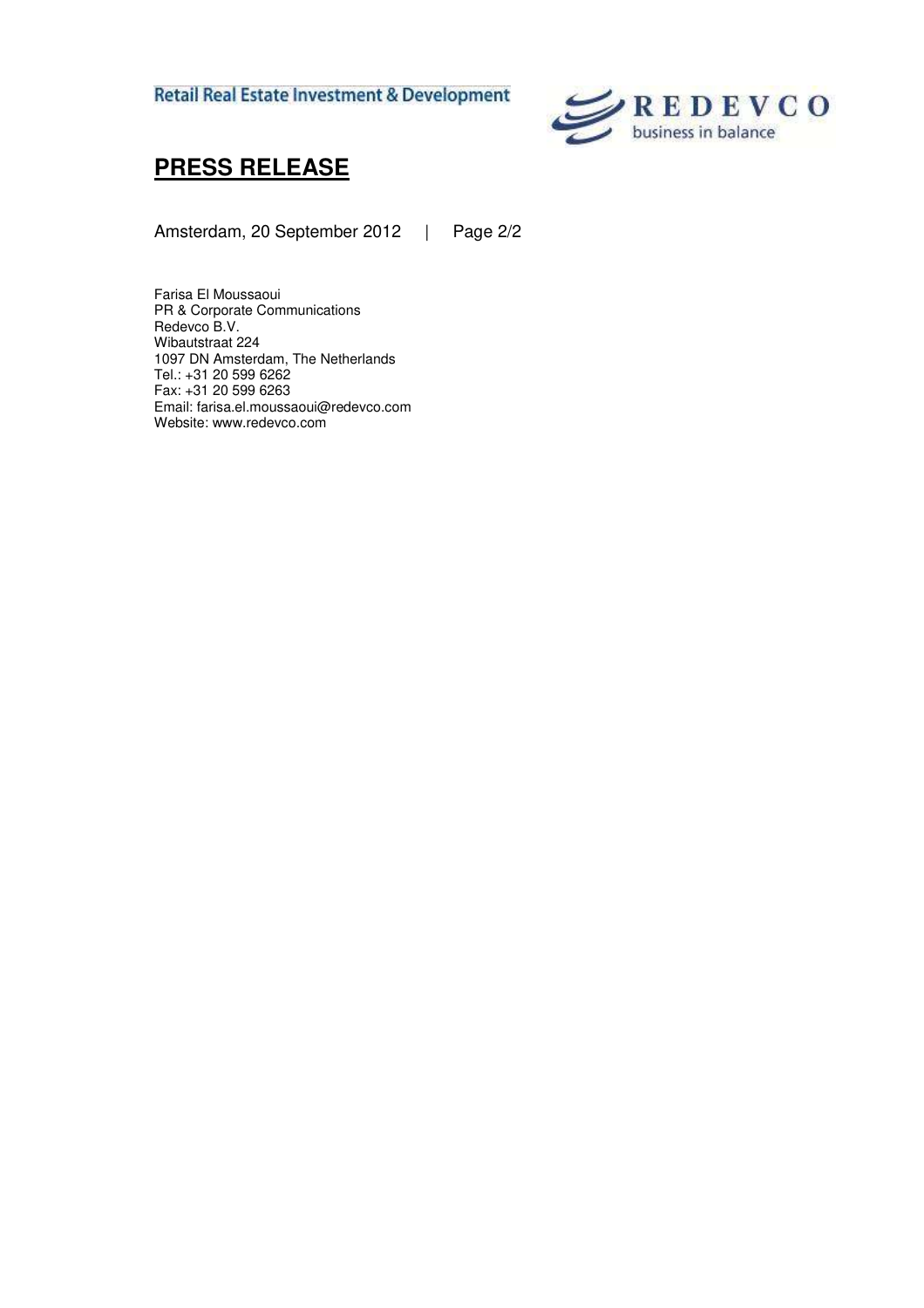# PRESS RELEASE

Amsterdam, 20 September 2012

Farisa El Moussaoui
PR & Corporate Communications
Redevco B.V.
Wibautstraat 224
1097 DN Amsterdam, The Netherlands
Tel.: +31 20 599 6262
Fax: +31 20 599 6263
Email: farisa.el.moussaoui@redevco.com
Website: www.redevco.com